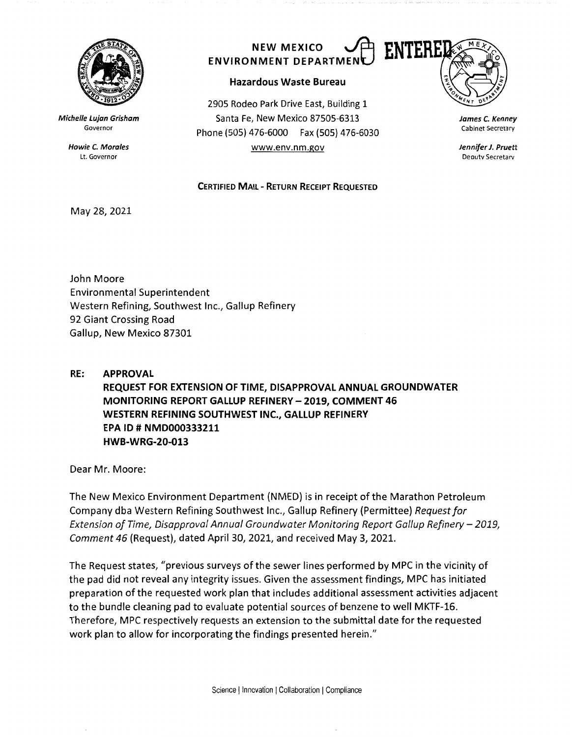**NEW MEXICO ENVIRONMENT DEPARTMENT**

**ENTERED**

**Hazardous Waste Bureau**

2905 Rodeo Park Drive East, Building 1
Santa Fe, New Mexico 87505-6313
Phone (505) 476-6000 Fax (505) 476-6030
www.env.nm.gov

*Michelle Lujan Grisham*
Governor

*Howie C. Morales*
Lt. Governor

*James C. Kenney*
Cabinet Secretary

*Jennifer J. Pruett*
Deputy Secretary

**CERTIFIED MAIL - RETURN RECEIPT REQUESTED**

May 28, 2021

John Moore
Environmental Superintendent
Western Refining, Southwest Inc., Gallup Refinery
92 Giant Crossing Road
Gallup, New Mexico 87301

**RE: APPROVAL**
**REQUEST FOR EXTENSION OF TIME, DISAPPROVAL ANNUAL GROUNDWATER MONITORING REPORT GALLUP REFINERY – 2019, COMMENT 46**
**WESTERN REFINING SOUTHWEST INC., GALLUP REFINERY**
**EPA ID # NMD000333211**
**HWB-WRG-20-013**

Dear Mr. Moore:

The New Mexico Environment Department (NMED) is in receipt of the Marathon Petroleum Company dba Western Refining Southwest Inc., Gallup Refinery (Permittee) *Request for Extension of Time, Disapproval Annual Groundwater Monitoring Report Gallup Refinery – 2019, Comment 46* (Request), dated April 30, 2021, and received May 3, 2021.

The Request states, "previous surveys of the sewer lines performed by MPC in the vicinity of the pad did not reveal any integrity issues. Given the assessment findings, MPC has initiated preparation of the requested work plan that includes additional assessment activities adjacent to the bundle cleaning pad to evaluate potential sources of benzene to well MKTF-16. Therefore, MPC respectively requests an extension to the submittal date for the requested work plan to allow for incorporating the findings presented herein."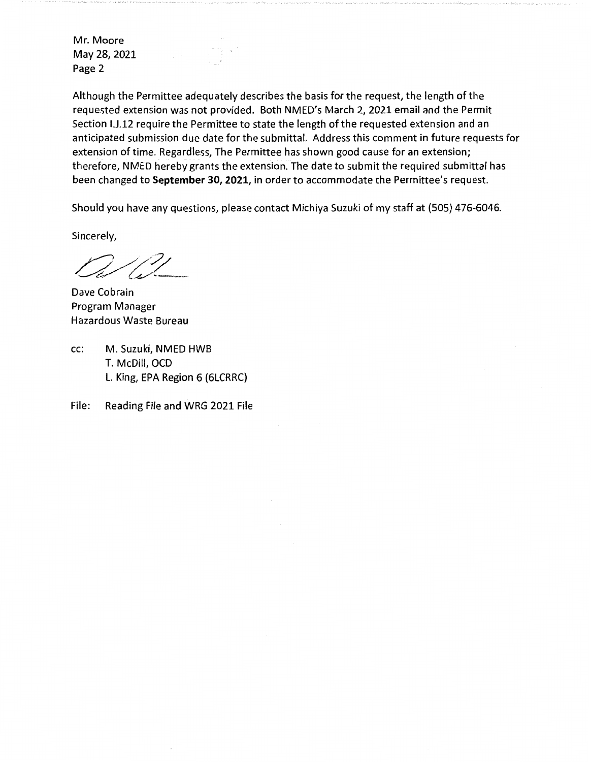Mr. Moore
May 28, 2021
Page 2

Although the Permittee adequately describes the basis for the request, the length of the requested extension was not provided. Both NMED's March 2, 2021 email and the Permit Section I.J.12 require the Permittee to state the length of the requested extension and an anticipated submission due date for the submittal. Address this comment in future requests for extension of time. Regardless, The Permittee has shown good cause for an extension; therefore, NMED hereby grants the extension. The date to submit the required submittal has been changed to **September 30, 2021**, in order to accommodate the Permittee's request.

Should you have any questions, please contact Michiya Suzuki of my staff at (505) 476-6046.

Sincerely,

Dave Cobrain
Program Manager
Hazardous Waste Bureau

cc: M. Suzuki, NMED HWB
T. McDill, OCD
L. King, EPA Region 6 (6LCRRC)

File: Reading File and WRG 2021 File